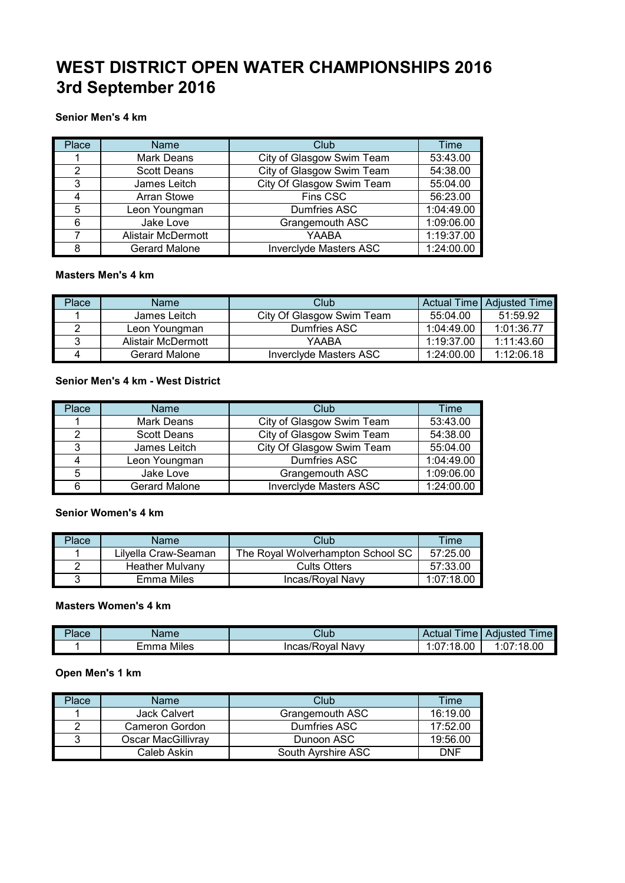# WEST DISTRICT OPEN WATER CHAMPIONSHIPS 2016
# 3rd September 2016

**Senior Men's 4 km**

| Place | Name | Club | Time |
|---|---|---|---|
| 1 | Mark Deans | City of Glasgow Swim Team | 53:43.00 |
| 2 | Scott Deans | City of Glasgow Swim Team | 54:38.00 |
| 3 | James Leitch | City Of Glasgow Swim Team | 55:04.00 |
| 4 | Arran Stowe | Fins CSC | 56:23.00 |
| 5 | Leon Youngman | Dumfries ASC | 1:04:49.00 |
| 6 | Jake Love | Grangemouth ASC | 1:09:06.00 |
| 7 | Alistair McDermott | YAABA | 1:19:37.00 |
| 8 | Gerard Malone | Inverclyde Masters ASC | 1:24:00.00 |

**Masters Men's 4 km**

| Place | Name | Club | Actual Time | Adjusted Time |
|---|---|---|---|---|
| 1 | James Leitch | City Of Glasgow Swim Team | 55:04.00 | 51:59.92 |
| 2 | Leon Youngman | Dumfries ASC | 1:04:49.00 | 1:01:36.77 |
| 3 | Alistair McDermott | YAABA | 1:19:37.00 | 1:11:43.60 |
| 4 | Gerard Malone | Inverclyde Masters ASC | 1:24:00.00 | 1:12:06.18 |

**Senior Men's 4 km - West District**

| Place | Name | Club | Time |
|---|---|---|---|
| 1 | Mark Deans | City of Glasgow Swim Team | 53:43.00 |
| 2 | Scott Deans | City of Glasgow Swim Team | 54:38.00 |
| 3 | James Leitch | City Of Glasgow Swim Team | 55:04.00 |
| 4 | Leon Youngman | Dumfries ASC | 1:04:49.00 |
| 5 | Jake Love | Grangemouth ASC | 1:09:06.00 |
| 6 | Gerard Malone | Inverclyde Masters ASC | 1:24:00.00 |

**Senior Women's 4 km**

| Place | Name | Club | Time |
|---|---|---|---|
| 1 | Lilyella Craw-Seaman | The Royal Wolverhampton School SC | 57:25.00 |
| 2 | Heather Mulvany | Cults Otters | 57:33.00 |
| 3 | Emma Miles | Incas/Royal Navy | 1:07:18.00 |

**Masters Women's 4 km**

| Place | Name | Club | Actual Time | Adjusted Time |
|---|---|---|---|---|
| 1 | Emma Miles | Incas/Royal Navy | 1:07:18.00 | 1:07:18.00 |

**Open Men's 1 km**

| Place | Name | Club | Time |
|---|---|---|---|
| 1 | Jack Calvert | Grangemouth ASC | 16:19.00 |
| 2 | Cameron Gordon | Dumfries ASC | 17:52.00 |
| 3 | Oscar MacGillivray | Dunoon ASC | 19:56.00 |
| | Caleb Askin | South Ayrshire ASC | DNF |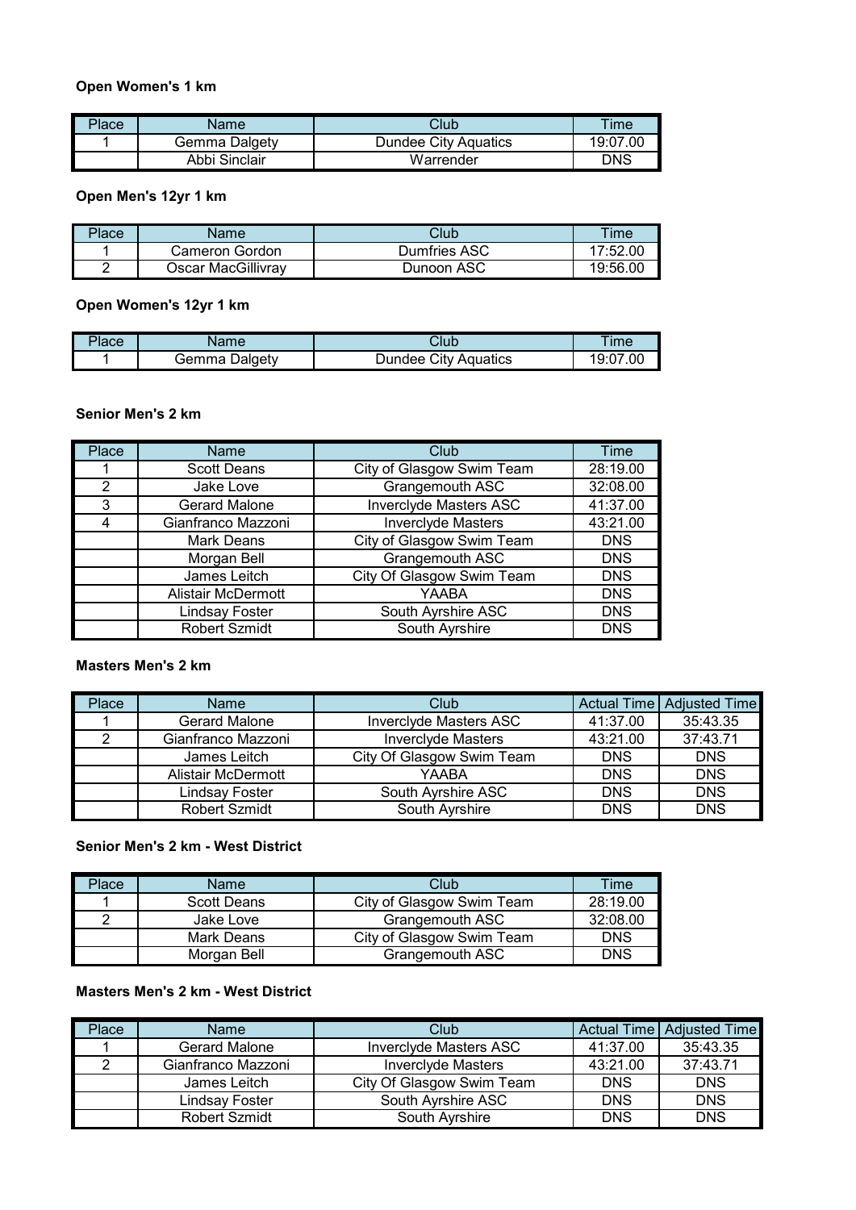### Open Women's 1 km

| Place | Name | Club | Time |
|---|---|---|---|
| 1 | Gemma Dalgety | Dundee City Aquatics | 19:07.00 |
| | Abbi Sinclair | Warrender | DNS |

### Open Men's 12yr 1 km

| Place | Name | Club | Time |
|---|---|---|---|
| 1 | Cameron Gordon | Dumfries ASC | 17:52.00 |
| 2 | Oscar MacGillivray | Dunoon ASC | 19:56.00 |

### Open Women's 12yr 1 km

| Place | Name | Club | Time |
|---|---|---|---|
| 1 | Gemma Dalgety | Dundee City Aquatics | 19:07.00 |

### Senior Men's 2 km

| Place | Name | Club | Time |
|---|---|---|---|
| 1 | Scott Deans | City of Glasgow Swim Team | 28:19.00 |
| 2 | Jake Love | Grangemouth ASC | 32:08.00 |
| 3 | Gerard Malone | Inverclyde Masters ASC | 41:37.00 |
| 4 | Gianfranco Mazzoni | Inverclyde Masters | 43:21.00 |
| | Mark Deans | City of Glasgow Swim Team | DNS |
| | Morgan Bell | Grangemouth ASC | DNS |
| | James Leitch | City Of Glasgow Swim Team | DNS |
| | Alistair McDermott | YAABA | DNS |
| | Lindsay Foster | South Ayrshire ASC | DNS |
| | Robert Szmidt | South Ayrshire | DNS |

### Masters Men's 2 km

| Place | Name | Club | Actual Time | Adjusted Time |
|---|---|---|---|---|
| 1 | Gerard Malone | Inverclyde Masters ASC | 41:37.00 | 35:43.35 |
| 2 | Gianfranco Mazzoni | Inverclyde Masters | 43:21.00 | 37:43.71 |
| | James Leitch | City Of Glasgow Swim Team | DNS | DNS |
| | Alistair McDermott | YAABA | DNS | DNS |
| | Lindsay Foster | South Ayrshire ASC | DNS | DNS |
| | Robert Szmidt | South Ayrshire | DNS | DNS |

### Senior Men's 2 km - West District

| Place | Name | Club | Time |
|---|---|---|---|
| 1 | Scott Deans | City of Glasgow Swim Team | 28:19.00 |
| 2 | Jake Love | Grangemouth ASC | 32:08.00 |
| | Mark Deans | City of Glasgow Swim Team | DNS |
| | Morgan Bell | Grangemouth ASC | DNS |

### Masters Men's 2 km - West District

| Place | Name | Club | Actual Time | Adjusted Time |
|---|---|---|---|---|
| 1 | Gerard Malone | Inverclyde Masters ASC | 41:37.00 | 35:43.35 |
| 2 | Gianfranco Mazzoni | Inverclyde Masters | 43:21.00 | 37:43.71 |
| | James Leitch | City Of Glasgow Swim Team | DNS | DNS |
| | Lindsay Foster | South Ayrshire ASC | DNS | DNS |
| | Robert Szmidt | South Ayrshire | DNS | DNS |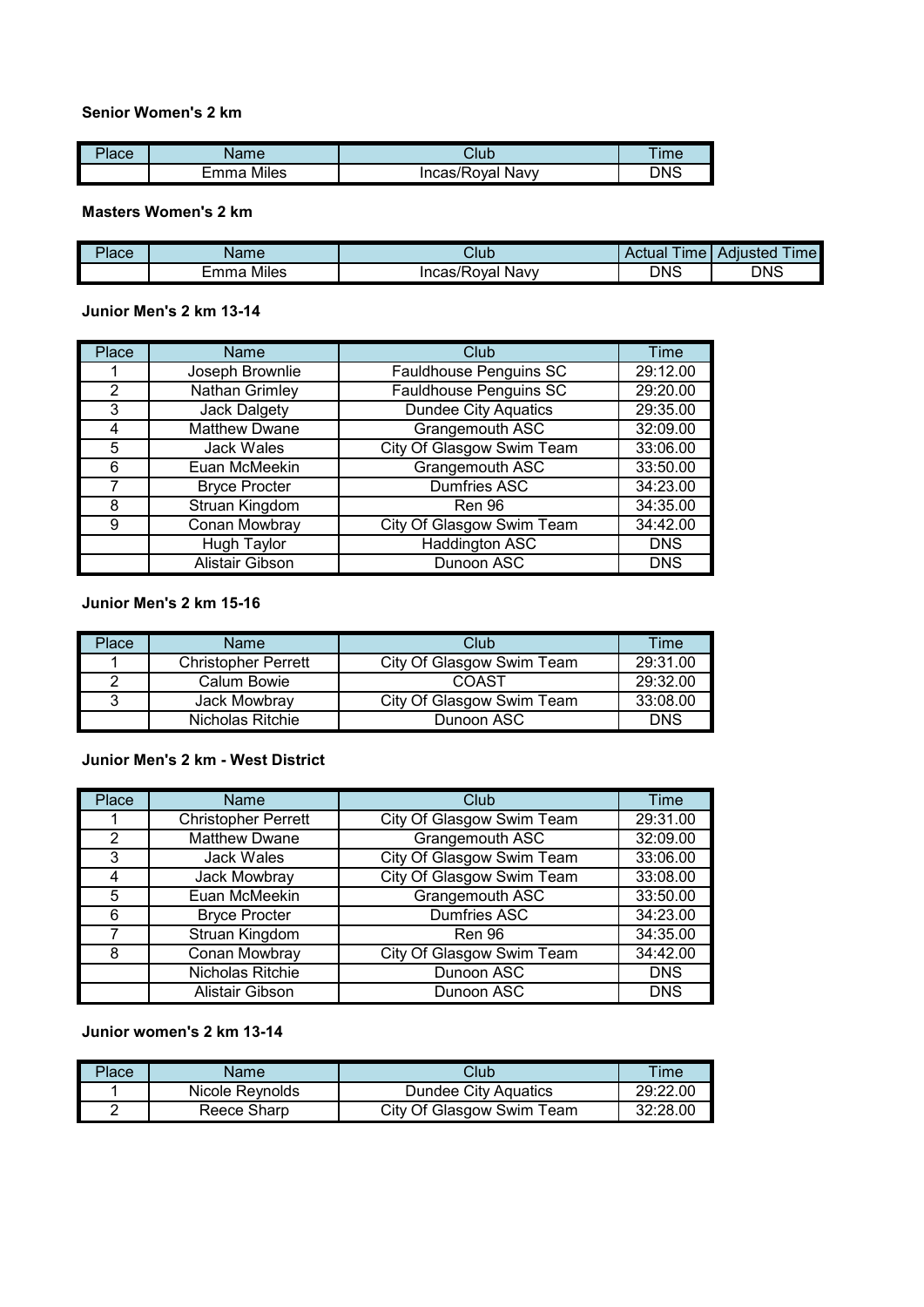**Senior Women's 2 km**

| Place | Name | Club | Time |
| --- | --- | --- | --- |
| | Emma Miles | Incas/Royal Navy | DNS |

**Masters Women's 2 km**

| Place | Name | Club | Actual Time | Adjusted Time |
| --- | --- | --- | --- | --- |
| | Emma Miles | Incas/Royal Navy | DNS | DNS |

**Junior Men's 2 km 13-14**

| Place | Name | Club | Time |
| --- | --- | --- | --- |
| 1 | Joseph Brownlie | Fauldhouse Penguins SC | 29:12.00 |
| 2 | Nathan Grimley | Fauldhouse Penguins SC | 29:20.00 |
| 3 | Jack Dalgety | Dundee City Aquatics | 29:35.00 |
| 4 | Matthew Dwane | Grangemouth ASC | 32:09.00 |
| 5 | Jack Wales | City Of Glasgow Swim Team | 33:06.00 |
| 6 | Euan McMeekin | Grangemouth ASC | 33:50.00 |
| 7 | Bryce Procter | Dumfries ASC | 34:23.00 |
| 8 | Struan Kingdom | Ren 96 | 34:35.00 |
| 9 | Conan Mowbray | City Of Glasgow Swim Team | 34:42.00 |
| | Hugh Taylor | Haddington ASC | DNS |
| | Alistair Gibson | Dunoon ASC | DNS |

**Junior Men's 2 km 15-16**

| Place | Name | Club | Time |
| --- | --- | --- | --- |
| 1 | Christopher Perrett | City Of Glasgow Swim Team | 29:31.00 |
| 2 | Calum Bowie | COAST | 29:32.00 |
| 3 | Jack Mowbray | City Of Glasgow Swim Team | 33:08.00 |
| | Nicholas Ritchie | Dunoon ASC | DNS |

**Junior Men's 2 km - West District**

| Place | Name | Club | Time |
| --- | --- | --- | --- |
| 1 | Christopher Perrett | City Of Glasgow Swim Team | 29:31.00 |
| 2 | Matthew Dwane | Grangemouth ASC | 32:09.00 |
| 3 | Jack Wales | City Of Glasgow Swim Team | 33:06.00 |
| 4 | Jack Mowbray | City Of Glasgow Swim Team | 33:08.00 |
| 5 | Euan McMeekin | Grangemouth ASC | 33:50.00 |
| 6 | Bryce Procter | Dumfries ASC | 34:23.00 |
| 7 | Struan Kingdom | Ren 96 | 34:35.00 |
| 8 | Conan Mowbray | City Of Glasgow Swim Team | 34:42.00 |
| | Nicholas Ritchie | Dunoon ASC | DNS |
| | Alistair Gibson | Dunoon ASC | DNS |

**Junior women's 2 km 13-14**

| Place | Name | Club | Time |
| --- | --- | --- | --- |
| 1 | Nicole Reynolds | Dundee City Aquatics | 29:22.00 |
| 2 | Reece Sharp | City Of Glasgow Swim Team | 32:28.00 |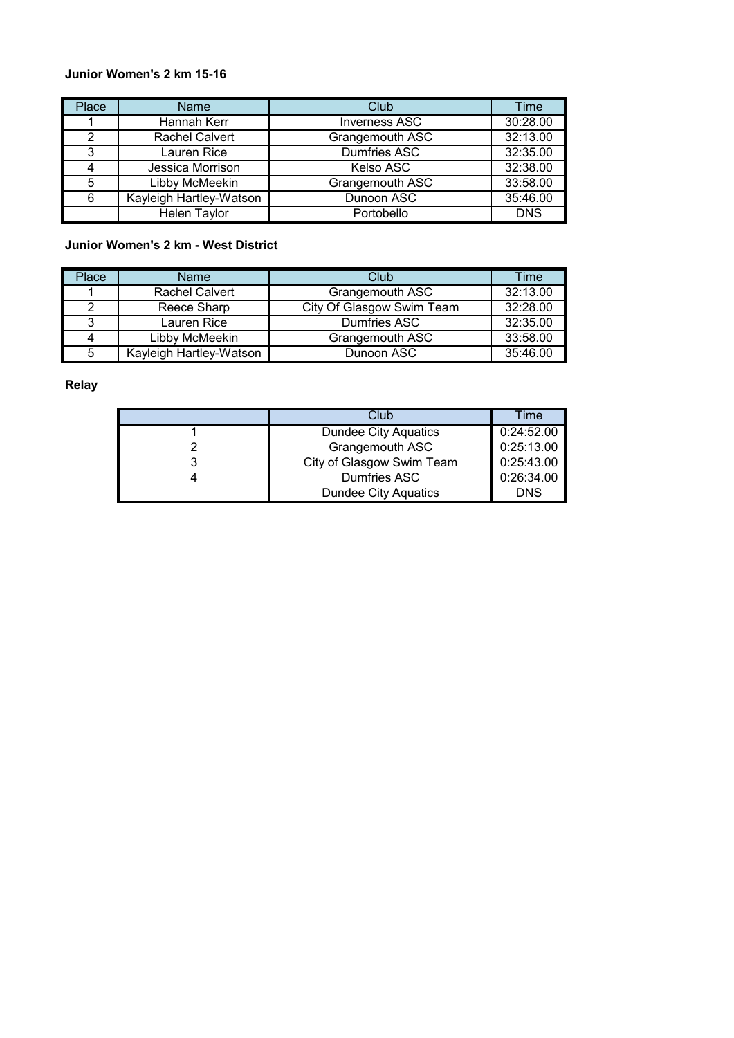**Junior Women's 2 km 15-16**

| Place | Name | Club | Time |
| --- | --- | --- | --- |
| 1 | Hannah Kerr | Inverness ASC | 30:28.00 |
| 2 | Rachel Calvert | Grangemouth ASC | 32:13.00 |
| 3 | Lauren Rice | Dumfries ASC | 32:35.00 |
| 4 | Jessica Morrison | Kelso ASC | 32:38.00 |
| 5 | Libby McMeekin | Grangemouth ASC | 33:58.00 |
| 6 | Kayleigh Hartley-Watson | Dunoon ASC | 35:46.00 |
| | Helen Taylor | Portobello | DNS |

**Junior Women's 2 km - West District**

| Place | Name | Club | Time |
| --- | --- | --- | --- |
| 1 | Rachel Calvert | Grangemouth ASC | 32:13.00 |
| 2 | Reece Sharp | City Of Glasgow Swim Team | 32:28.00 |
| 3 | Lauren Rice | Dumfries ASC | 32:35.00 |
| 4 | Libby McMeekin | Grangemouth ASC | 33:58.00 |
| 5 | Kayleigh Hartley-Watson | Dunoon ASC | 35:46.00 |

**Relay**

| | Club | Time |
| --- | --- | --- |
| 1 | Dundee City Aquatics | 0:24:52.00 |
| 2 | Grangemouth ASC | 0:25:13.00 |
| 3 | City of Glasgow Swim Team | 0:25:43.00 |
| 4 | Dumfries ASC | 0:26:34.00 |
| | Dundee City Aquatics | DNS |